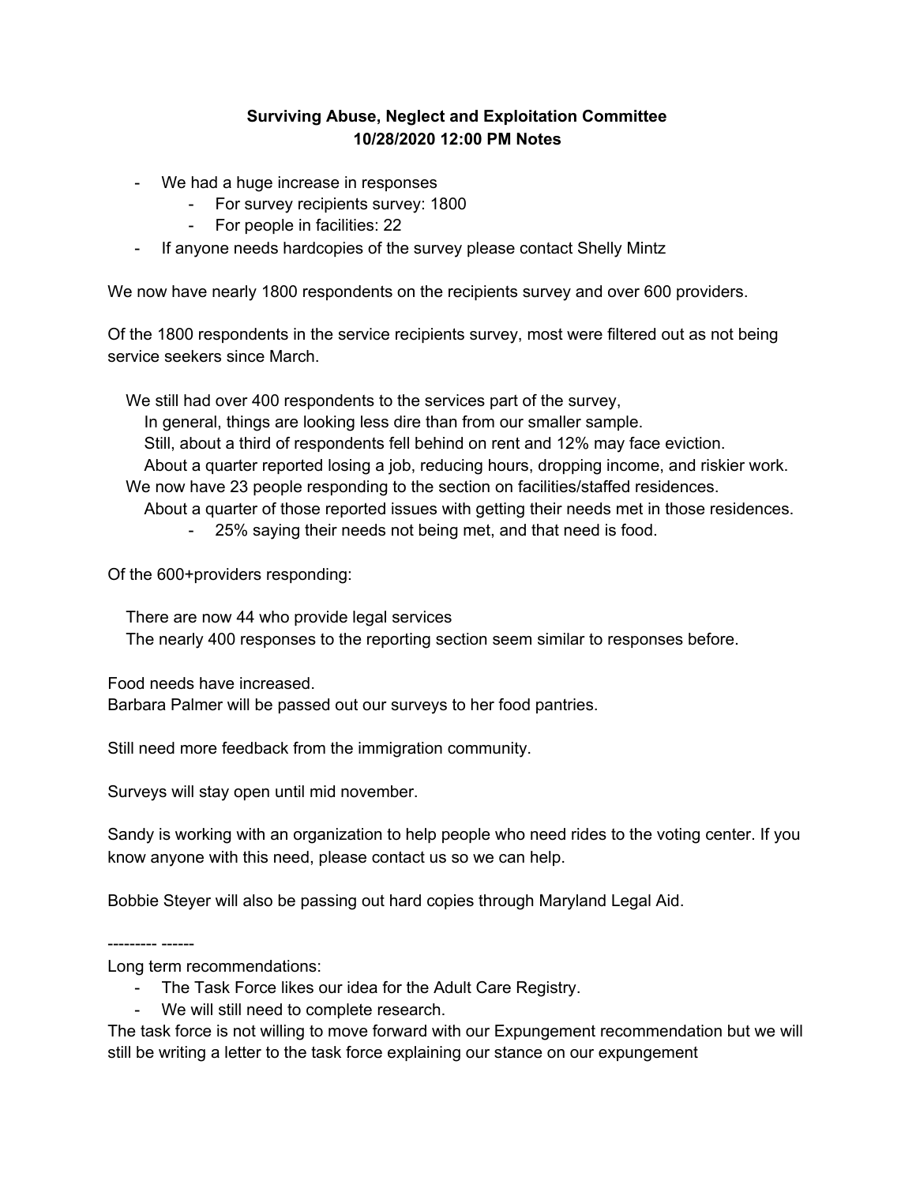**Surviving Abuse, Neglect and Exploitation Committee**
**10/28/2020 12:00 PM Notes**

- We had a huge increase in responses
  - For survey recipients survey: 1800
  - For people in facilities: 22
- If anyone needs hardcopies of the survey please contact Shelly Mintz

We now have nearly 1800 respondents on the recipients survey and over 600 providers.

Of the 1800 respondents in the service recipients survey, most were filtered out as not being service seekers since March.

We still had over 400 respondents to the services part of the survey,
  In general, things are looking less dire than from our smaller sample.
  Still, about a third of respondents fell behind on rent and 12% may face eviction.
  About a quarter reported losing a job, reducing hours, dropping income, and riskier work.
We now have 23 people responding to the section on facilities/staffed residences.
  About a quarter of those reported issues with getting their needs met in those residences.
  - 25% saying their needs not being met, and that need is food.

Of the 600+providers responding:

There are now 44 who provide legal services
The nearly 400 responses to the reporting section seem similar to responses before.

Food needs have increased.
Barbara Palmer will be passed out our surveys to her food pantries.

Still need more feedback from the immigration community.

Surveys will stay open until mid november.

Sandy is working with an organization to help people who need rides to the voting center. If you know anyone with this need, please contact us so we can help.

Bobbie Steyer will also be passing out hard copies through Maryland Legal Aid.

--------- ------

Long term recommendations:

- The Task Force likes our idea for the Adult Care Registry.
- We will still need to complete research.

The task force is not willing to move forward with our Expungement recommendation but we will still be writing a letter to the task force explaining our stance on our expungement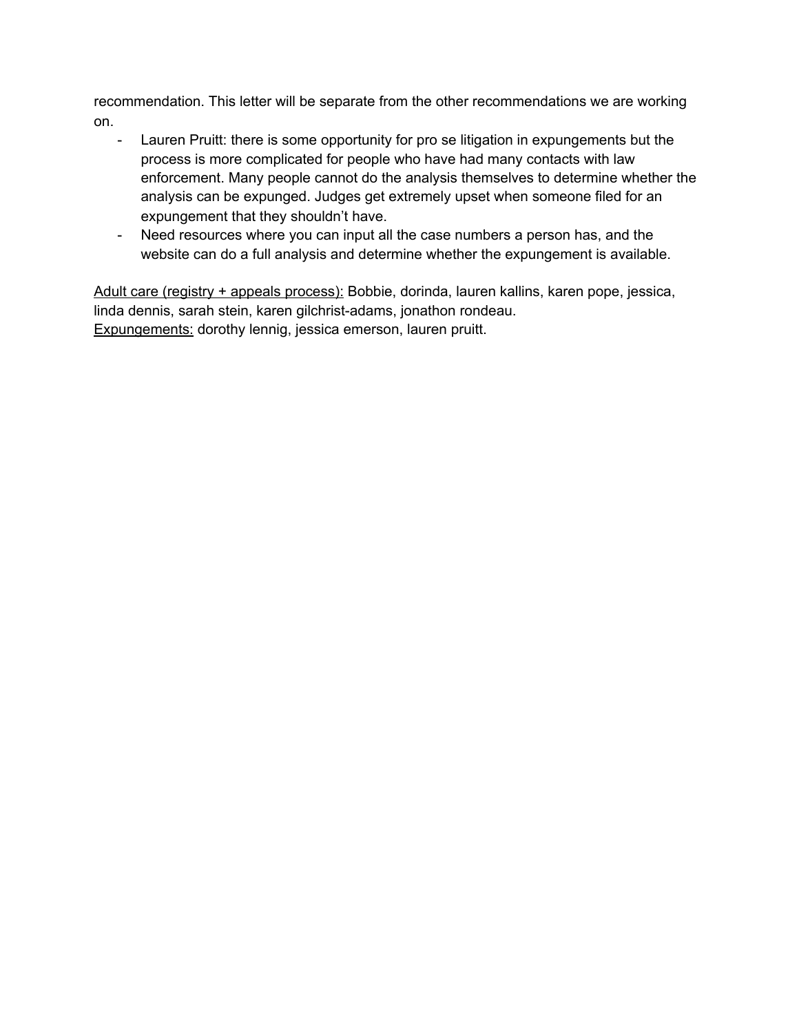recommendation. This letter will be separate from the other recommendations we are working on.

- Lauren Pruitt: there is some opportunity for pro se litigation in expungements but the process is more complicated for people who have had many contacts with law enforcement. Many people cannot do the analysis themselves to determine whether the analysis can be expunged. Judges get extremely upset when someone filed for an expungement that they shouldn't have.
- Need resources where you can input all the case numbers a person has, and the website can do a full analysis and determine whether the expungement is available.

<u>Adult care (registry + appeals process):</u> Bobbie, dorinda, lauren kallins, karen pope, jessica, linda dennis, sarah stein, karen gilchrist-adams, jonathon rondeau.
<u>Expungements:</u> dorothy lennig, jessica emerson, lauren pruitt.